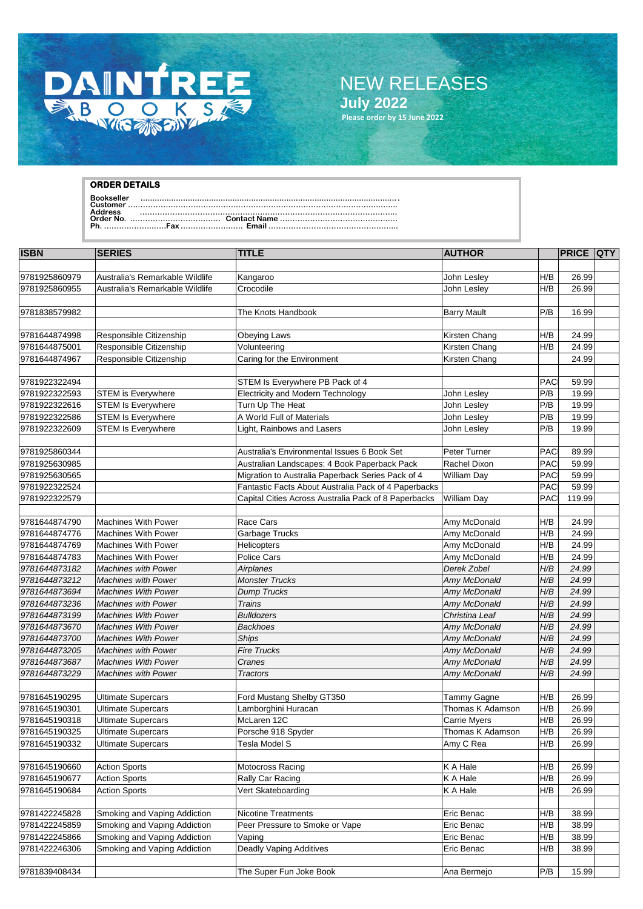# DAINTREE BOOKS

## NEW RELEASES
**July 2022**
**Please order by 15 June 2022**

### ORDER DETAILS

**Bookseller** ..........................................................................................................
**Customer** ..........................................................................................................
**Address** ..........................................................................................................
**Order No.** ................................ **Contact Name** ................................................
**Ph.** .......................**Fax** ....................... **Email** ..................................................

| ISBN | SERIES | TITLE | AUTHOR | | PRICE | QTY |
|---|---|---|---|---|---|---|
| 9781925860979 | Australia's Remarkable Wildlife | Kangaroo | John Lesley | H/B | 26.99 | |
| 9781925860955 | Australia's Remarkable Wildlife | Crocodile | John Lesley | H/B | 26.99 | |
| 9781838579982 | | The Knots Handbook | Barry Mault | P/B | 16.99 | |
| 9781644874998 | Responsible Citizenship | Obeying Laws | Kirsten Chang | H/B | 24.99 | |
| 9781644875001 | Responsible Citizenship | Volunteering | Kirsten Chang | H/B | 24.99 | |
| 9781644874967 | Responsible Citizenship | Caring for the Environment | Kirsten Chang | | 24.99 | |
| 9781922322494 | | STEM Is Everywhere PB Pack of 4 | | PAC | 59.99 | |
| 9781922322593 | STEM is Everywhere | Electricity and Modern Technology | John Lesley | P/B | 19.99 | |
| 9781922322616 | STEM Is Everywhere | Turn Up The Heat | John Lesley | P/B | 19.99 | |
| 9781922322586 | STEM Is Everywhere | A World Full of Materials | John Lesley | P/B | 19.99 | |
| 9781922322609 | STEM Is Everywhere | Light, Rainbows and Lasers | John Lesley | P/B | 19.99 | |
| 9781925860344 | | Australia's Environmental Issues 6 Book Set | Peter Turner | PAC | 89.99 | |
| 9781925630985 | | Australian Landscapes: 4 Book Paperback Pack | Rachel Dixon | PAC | 59.99 | |
| 9781925630565 | | Migration to Australia Paperback Series Pack of 4 | William Day | PAC | 59.99 | |
| 9781922322524 | | Fantastic Facts About Australia Pack of 4 Paperbacks | | PAC | 59.99 | |
| 9781922322579 | | Capital Cities Across Australia Pack of 8 Paperbacks | William Day | PAC | 119.99 | |
| 9781644874790 | Machines With Power | Race Cars | Amy McDonald | H/B | 24.99 | |
| 9781644874776 | Machines With Power | Garbage Trucks | Amy McDonald | H/B | 24.99 | |
| 9781644874769 | Machines With Power | Helicopters | Amy McDonald | H/B | 24.99 | |
| 9781644874783 | Machines With Power | Police Cars | Amy McDonald | H/B | 24.99 | |
| *9781644873182* | *Machines with Power* | *Airplanes* | *Derek Zobel* | *H/B* | *24.99* | |
| *9781644873212* | *Machines with Power* | *Monster Trucks* | *Amy McDonald* | *H/B* | *24.99* | |
| *9781644873694* | *Machines With Power* | *Dump Trucks* | *Amy McDonald* | *H/B* | *24.99* | |
| *9781644873236* | *Machines with Power* | *Trains* | *Amy McDonald* | *H/B* | *24.99* | |
| *9781644873199* | *Machines with Power* | *Bulldozers* | *Christina Leaf* | *H/B* | *24.99* | |
| *9781644873670* | *Machines With Power* | *Backhoes* | *Amy McDonald* | *H/B* | *24.99* | |
| *9781644873700* | *Machines With Power* | *Ships* | *Amy McDonald* | *H/B* | *24.99* | |
| *9781644873205* | *Machines with Power* | *Fire Trucks* | *Amy McDonald* | *H/B* | *24.99* | |
| *9781644873687* | *Machines With Power* | *Cranes* | *Amy McDonald* | *H/B* | *24.99* | |
| *9781644873229* | *Machines with Power* | *Tractors* | *Amy McDonald* | *H/B* | *24.99* | |
| 9781645190295 | Ultimate Supercars | Ford Mustang Shelby GT350 | Tammy Gagne | H/B | 26.99 | |
| 9781645190301 | Ultimate Supercars | Lamborghini Huracan | Thomas K Adamson | H/B | 26.99 | |
| 9781645190318 | Ultimate Supercars | McLaren 12C | Carrie Myers | H/B | 26.99 | |
| 9781645190325 | Ultimate Supercars | Porsche 918 Spyder | Thomas K Adamson | H/B | 26.99 | |
| 9781645190332 | Ultimate Supercars | Tesla Model S | Amy C Rea | H/B | 26.99 | |
| 9781645190660 | Action Sports | Motocross Racing | K A Hale | H/B | 26.99 | |
| 9781645190677 | Action Sports | Rally Car Racing | K A Hale | H/B | 26.99 | |
| 9781645190684 | Action Sports | Vert Skateboarding | K A Hale | H/B | 26.99 | |
| 9781422245828 | Smoking and Vaping Addiction | Nicotine Treatments | Eric Benac | H/B | 38.99 | |
| 9781422245859 | Smoking and Vaping Addiction | Peer Pressure to Smoke or Vape | Eric Benac | H/B | 38.99 | |
| 9781422245866 | Smoking and Vaping Addiction | Vaping | Eric Benac | H/B | 38.99 | |
| 9781422246306 | Smoking and Vaping Addiction | Deadly Vaping Additives | Eric Benac | H/B | 38.99 | |
| 9781839408434 | | The Super Fun Joke Book | Ana Bermejo | P/B | 15.99 | |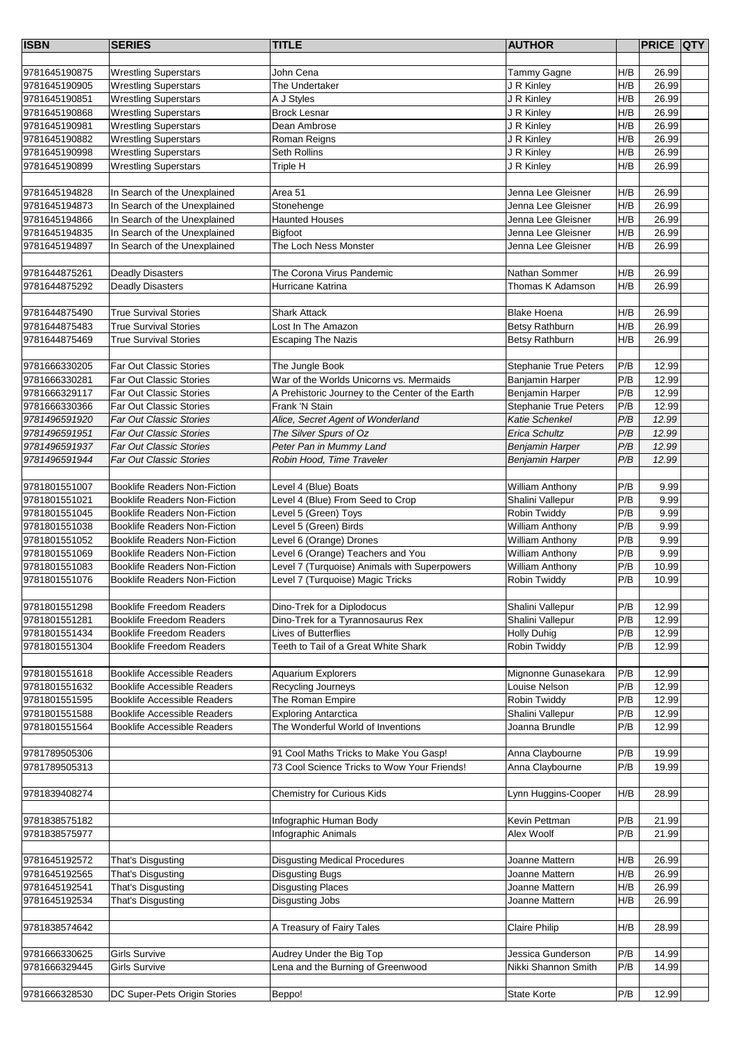| ISBN | SERIES | TITLE | AUTHOR | | PRICE | QTY |
|---|---|---|---|---|---|---|
| 9781645190875 | Wrestling Superstars | John Cena | Tammy Gagne | H/B | 26.99 | |
| 9781645190905 | Wrestling Superstars | The Undertaker | J R Kinley | H/B | 26.99 | |
| 9781645190851 | Wrestling Superstars | A J Styles | J R Kinley | H/B | 26.99 | |
| 9781645190868 | Wrestling Superstars | Brock Lesnar | J R Kinley | H/B | 26.99 | |
| 9781645190981 | Wrestling Superstars | Dean Ambrose | J R Kinley | H/B | 26.99 | |
| 9781645190882 | Wrestling Superstars | Roman Reigns | J R Kinley | H/B | 26.99 | |
| 9781645190998 | Wrestling Superstars | Seth Rollins | J R Kinley | H/B | 26.99 | |
| 9781645190899 | Wrestling Superstars | Triple H | J R Kinley | H/B | 26.99 | |
| | | | | | | |
| 9781645194828 | In Search of the Unexplained | Area 51 | Jenna Lee Gleisner | H/B | 26.99 | |
| 9781645194873 | In Search of the Unexplained | Stonehenge | Jenna Lee Gleisner | H/B | 26.99 | |
| 9781645194866 | In Search of the Unexplained | Haunted Houses | Jenna Lee Gleisner | H/B | 26.99 | |
| 9781645194835 | In Search of the Unexplained | Bigfoot | Jenna Lee Gleisner | H/B | 26.99 | |
| 9781645194897 | In Search of the Unexplained | The Loch Ness Monster | Jenna Lee Gleisner | H/B | 26.99 | |
| | | | | | | |
| 9781644875261 | Deadly Disasters | The Corona Virus Pandemic | Nathan Sommer | H/B | 26.99 | |
| 9781644875292 | Deadly Disasters | Hurricane Katrina | Thomas K Adamson | H/B | 26.99 | |
| | | | | | | |
| 9781644875490 | True Survival Stories | Shark Attack | Blake Hoena | H/B | 26.99 | |
| 9781644875483 | True Survival Stories | Lost In The Amazon | Betsy Rathburn | H/B | 26.99 | |
| 9781644875469 | True Survival Stories | Escaping The Nazis | Betsy Rathburn | H/B | 26.99 | |
| | | | | | | |
| 9781666330205 | Far Out Classic Stories | The Jungle Book | Stephanie True Peters | P/B | 12.99 | |
| 9781666330281 | Far Out Classic Stories | War of the Worlds Unicorns vs. Mermaids | Banjamin Harper | P/B | 12.99 | |
| 9781666329117 | Far Out Classic Stories | A Prehistoric Journey to the Center of the Earth | Benjamin Harper | P/B | 12.99 | |
| 9781666330366 | Far Out Classic Stories | Frank 'N Stain | Stephanie True Peters | P/B | 12.99 | |
| *9781496591920* | *Far Out Classic Stories* | *Alice, Secret Agent of Wonderland* | *Katie Schenkel* | *P/B* | *12.99* | |
| *9781496591951* | *Far Out Classic Stories* | *The Silver Spurs of Oz* | *Erica Schultz* | *P/B* | *12.99* | |
| *9781496591937* | *Far Out Classic Stories* | *Peter Pan in Mummy Land* | *Benjamin Harper* | *P/B* | *12.99* | |
| *9781496591944* | *Far Out Classic Stories* | *Robin Hood, Time Traveler* | *Benjamin Harper* | *P/B* | *12.99* | |
| | | | | | | |
| 9781801551007 | Booklife Readers Non-Fiction | Level 4 (Blue) Boats | William Anthony | P/B | 9.99 | |
| 9781801551021 | Booklife Readers Non-Fiction | Level 4 (Blue) From Seed to Crop | Shalini Vallepur | P/B | 9.99 | |
| 9781801551045 | Booklife Readers Non-Fiction | Level 5 (Green) Toys | Robin Twiddy | P/B | 9.99 | |
| 9781801551038 | Booklife Readers Non-Fiction | Level 5 (Green) Birds | William Anthony | P/B | 9.99 | |
| 9781801551052 | Booklife Readers Non-Fiction | Level 6 (Orange) Drones | William Anthony | P/B | 9.99 | |
| 9781801551069 | Booklife Readers Non-Fiction | Level 6 (Orange) Teachers and You | William Anthony | P/B | 9.99 | |
| 9781801551083 | Booklife Readers Non-Fiction | Level 7 (Turquoise) Animals with Superpowers | William Anthony | P/B | 10.99 | |
| 9781801551076 | Booklife Readers Non-Fiction | Level 7 (Turquoise) Magic Tricks | Robin Twiddy | P/B | 10.99 | |
| | | | | | | |
| 9781801551298 | Booklife Freedom Readers | Dino-Trek for a Diplodocus | Shalini Vallepur | P/B | 12.99 | |
| 9781801551281 | Booklife Freedom Readers | Dino-Trek for a Tyrannosaurus Rex | Shalini Vallepur | P/B | 12.99 | |
| 9781801551434 | Booklife Freedom Readers | Lives of Butterflies | Holly Duhig | P/B | 12.99 | |
| 9781801551304 | Booklife Freedom Readers | Teeth to Tail of a Great White Shark | Robin Twiddy | P/B | 12.99 | |
| | | | | | | |
| 9781801551618 | Booklife Accessible Readers | Aquarium Explorers | Mignonne Gunasekara | P/B | 12.99 | |
| 9781801551632 | Booklife Accessible Readers | Recycling Journeys | Louise Nelson | P/B | 12.99 | |
| 9781801551595 | Booklife Accessible Readers | The Roman Empire | Robin Twiddy | P/B | 12.99 | |
| 9781801551588 | Booklife Accessible Readers | Exploring Antarctica | Shalini Vallepur | P/B | 12.99 | |
| 9781801551564 | Booklife Accessible Readers | The Wonderful World of Inventions | Joanna Brundle | P/B | 12.99 | |
| | | | | | | |
| 9781789505306 | | 91 Cool Maths Tricks to Make You Gasp! | Anna Claybourne | P/B | 19.99 | |
| 9781789505313 | | 73 Cool Science Tricks to Wow Your Friends! | Anna Claybourne | P/B | 19.99 | |
| | | | | | | |
| 9781839408274 | | Chemistry for Curious Kids | Lynn Huggins-Cooper | H/B | 28.99 | |
| | | | | | | |
| 9781838575182 | | Infographic Human Body | Kevin Pettman | P/B | 21.99 | |
| 9781838575977 | | Infographic Animals | Alex Woolf | P/B | 21.99 | |
| | | | | | | |
| 9781645192572 | That's Disgusting | Disgusting Medical Procedures | Joanne Mattern | H/B | 26.99 | |
| 9781645192565 | That's Disgusting | Disgusting Bugs | Joanne Mattern | H/B | 26.99 | |
| 9781645192541 | That's Disgusting | Disgusting Places | Joanne Mattern | H/B | 26.99 | |
| 9781645192534 | That's Disgusting | Disgusting Jobs | Joanne Mattern | H/B | 26.99 | |
| | | | | | | |
| 9781838574642 | | A Treasury of Fairy Tales | Claire Philip | H/B | 28.99 | |
| | | | | | | |
| 9781666330625 | Girls Survive | Audrey Under the Big Top | Jessica Gunderson | P/B | 14.99 | |
| 9781666329445 | Girls Survive | Lena and the Burning of Greenwood | Nikki Shannon Smith | P/B | 14.99 | |
| | | | | | | |
| 9781666328530 | DC Super-Pets Origin Stories | Beppo! | State Korte | P/B | 12.99 | |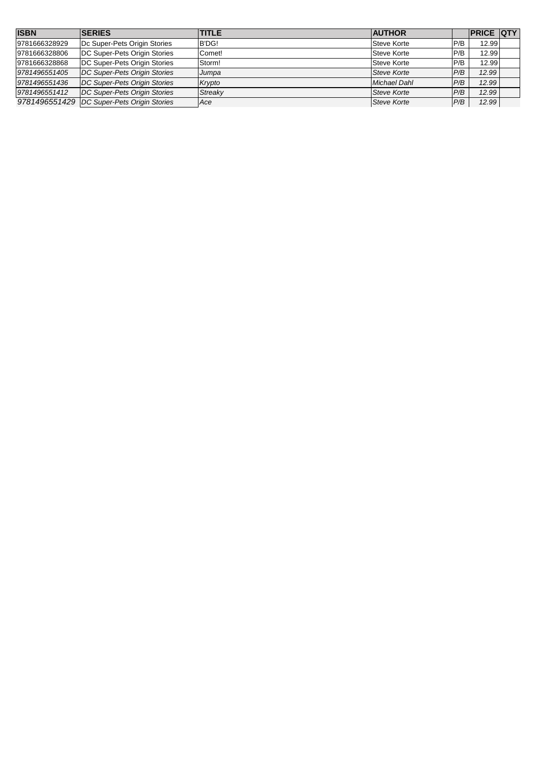| ISBN | SERIES | TITLE | AUTHOR | | PRICE | QTY |
|---|---|---|---|---|---|---|
| 9781666328929 | Dc Super-Pets Origin Stories | B'DG! | Steve Korte | P/B | 12.99 | |
| 9781666328806 | DC Super-Pets Origin Stories | Comet! | Steve Korte | P/B | 12.99 | |
| 9781666328868 | DC Super-Pets Origin Stories | Storm! | Steve Korte | P/B | 12.99 | |
| *9781496551405* | *DC Super-Pets Origin Stories* | *Jumpa* | *Steve Korte* | *P/B* | *12.99* | |
| *9781496551436* | *DC Super-Pets Origin Stories* | *Krypto* | *Michael Dahl* | *P/B* | *12.99* | |
| *9781496551412* | *DC Super-Pets Origin Stories* | *Streaky* | *Steve Korte* | *P/B* | *12.99* | |
| *9781496551429* | *DC Super-Pets Origin Stories* | *Ace* | *Steve Korte* | *P/B* | *12.99* | |